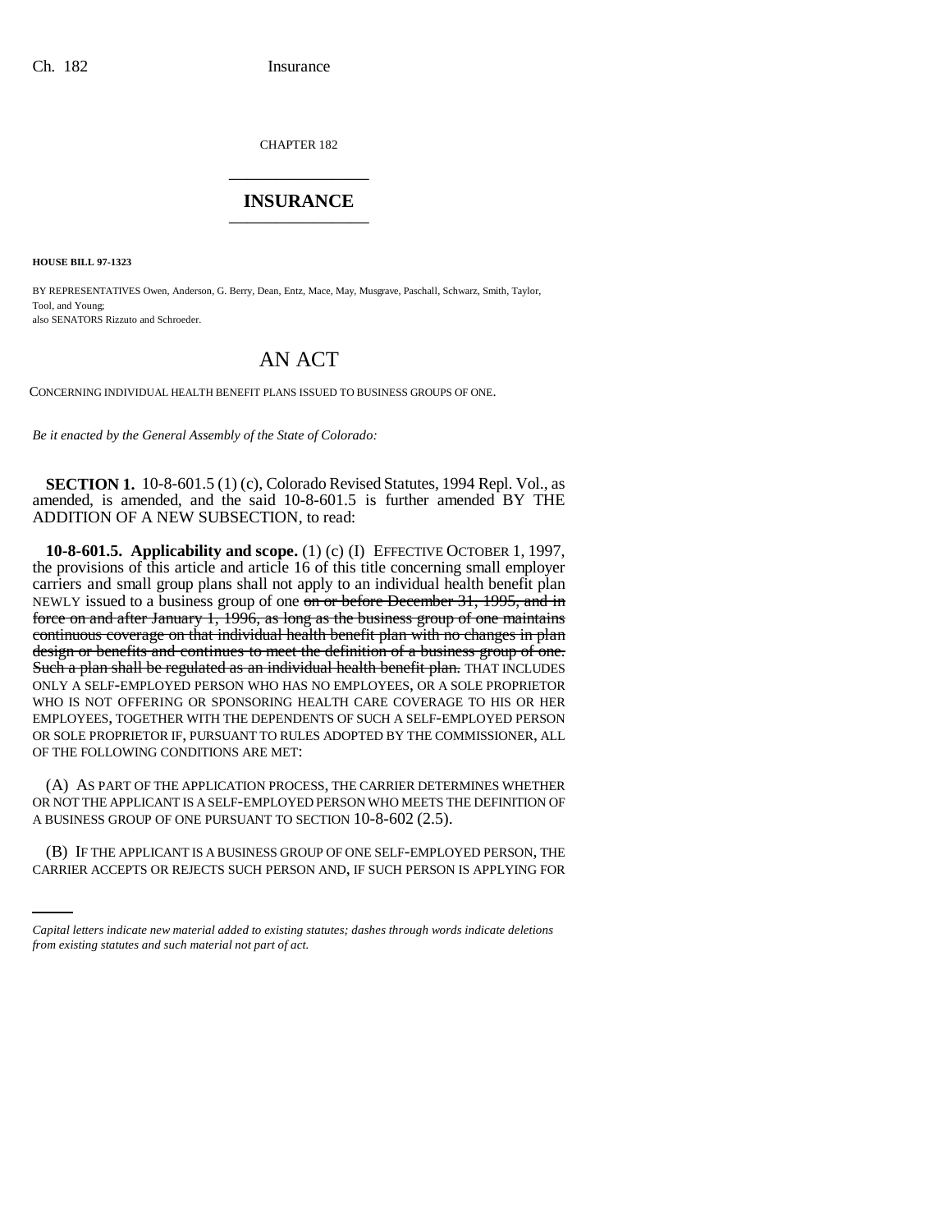CHAPTER 182

# INSURANCE

**HOUSE BILL 97-1323**

BY REPRESENTATIVES Owen, Anderson, G. Berry, Dean, Entz, Mace, May, Musgrave, Paschall, Schwarz, Smith, Taylor, Tool, and Young;
also SENATORS Rizzuto and Schroeder.

## AN ACT

CONCERNING INDIVIDUAL HEALTH BENEFIT PLANS ISSUED TO BUSINESS GROUPS OF ONE.

*Be it enacted by the General Assembly of the State of Colorado:*

**SECTION 1.** 10-8-601.5 (1) (c), Colorado Revised Statutes, 1994 Repl. Vol., as amended, is amended, and the said 10-8-601.5 is further amended BY THE ADDITION OF A NEW SUBSECTION, to read:

**10-8-601.5. Applicability and scope.** (1) (c) (I) EFFECTIVE OCTOBER 1, 1997, the provisions of this article and article 16 of this title concerning small employer carriers and small group plans shall not apply to an individual health benefit plan NEWLY issued to a business group of one ~~on or before December 31, 1995, and in force on and after January 1, 1996, as long as the business group of one maintains continuous coverage on that individual health benefit plan with no changes in plan design or benefits and continues to meet the definition of a business group of one. Such a plan shall be regulated as an individual health benefit plan.~~ THAT INCLUDES ONLY A SELF-EMPLOYED PERSON WHO HAS NO EMPLOYEES, OR A SOLE PROPRIETOR WHO IS NOT OFFERING OR SPONSORING HEALTH CARE COVERAGE TO HIS OR HER EMPLOYEES, TOGETHER WITH THE DEPENDENTS OF SUCH A SELF-EMPLOYED PERSON OR SOLE PROPRIETOR IF, PURSUANT TO RULES ADOPTED BY THE COMMISSIONER, ALL OF THE FOLLOWING CONDITIONS ARE MET:

(A) AS PART OF THE APPLICATION PROCESS, THE CARRIER DETERMINES WHETHER OR NOT THE APPLICANT IS A SELF-EMPLOYED PERSON WHO MEETS THE DEFINITION OF A BUSINESS GROUP OF ONE PURSUANT TO SECTION 10-8-602 (2.5).

(B) IF THE APPLICANT IS A BUSINESS GROUP OF ONE SELF-EMPLOYED PERSON, THE CARRIER ACCEPTS OR REJECTS SUCH PERSON AND, IF SUCH PERSON IS APPLYING FOR

*Capital letters indicate new material added to existing statutes; dashes through words indicate deletions from existing statutes and such material not part of act.*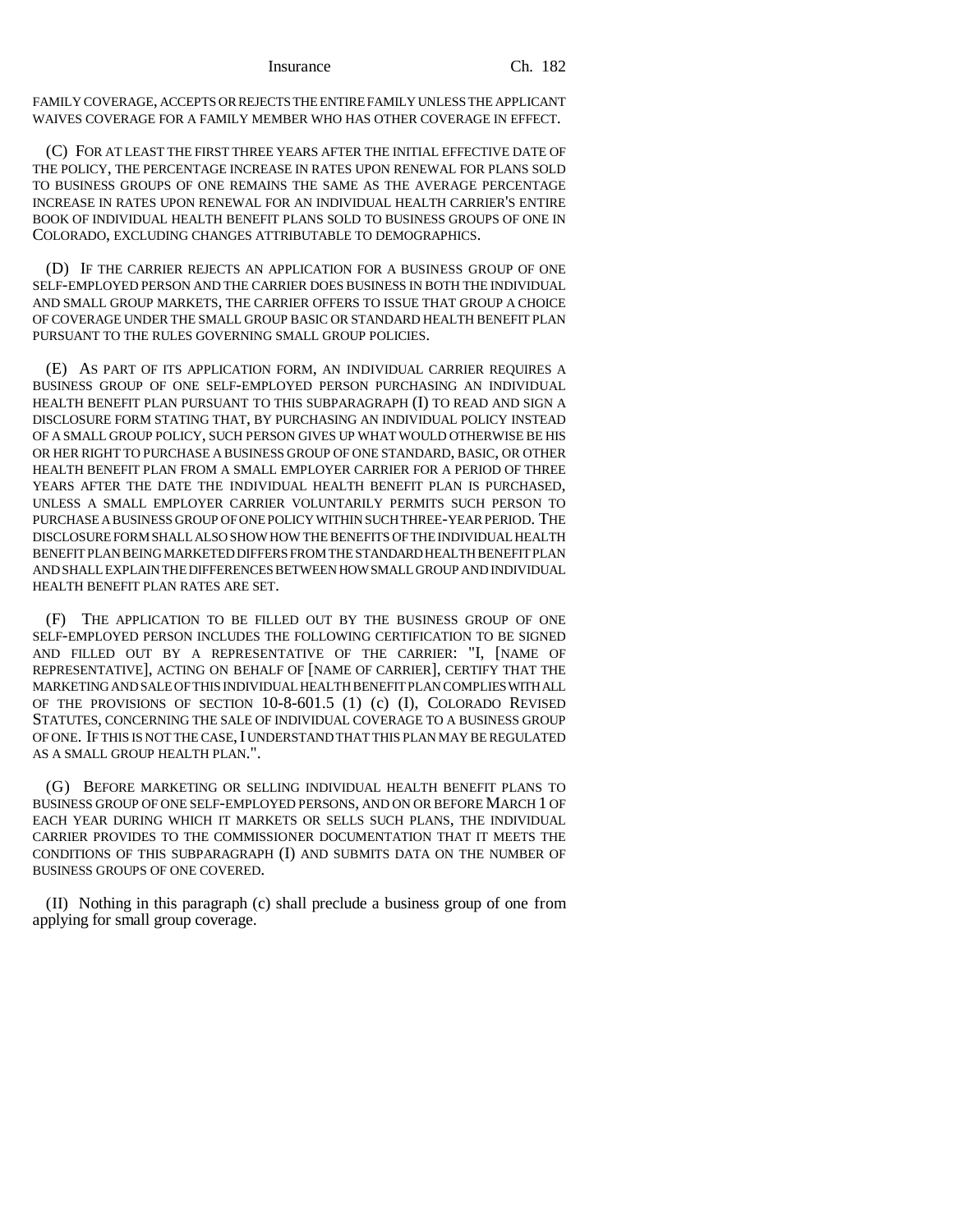FAMILY COVERAGE, ACCEPTS OR REJECTS THE ENTIRE FAMILY UNLESS THE APPLICANT WAIVES COVERAGE FOR A FAMILY MEMBER WHO HAS OTHER COVERAGE IN EFFECT.

(C) FOR AT LEAST THE FIRST THREE YEARS AFTER THE INITIAL EFFECTIVE DATE OF THE POLICY, THE PERCENTAGE INCREASE IN RATES UPON RENEWAL FOR PLANS SOLD TO BUSINESS GROUPS OF ONE REMAINS THE SAME AS THE AVERAGE PERCENTAGE INCREASE IN RATES UPON RENEWAL FOR AN INDIVIDUAL HEALTH CARRIER'S ENTIRE BOOK OF INDIVIDUAL HEALTH BENEFIT PLANS SOLD TO BUSINESS GROUPS OF ONE IN COLORADO, EXCLUDING CHANGES ATTRIBUTABLE TO DEMOGRAPHICS.

(D) IF THE CARRIER REJECTS AN APPLICATION FOR A BUSINESS GROUP OF ONE SELF-EMPLOYED PERSON AND THE CARRIER DOES BUSINESS IN BOTH THE INDIVIDUAL AND SMALL GROUP MARKETS, THE CARRIER OFFERS TO ISSUE THAT GROUP A CHOICE OF COVERAGE UNDER THE SMALL GROUP BASIC OR STANDARD HEALTH BENEFIT PLAN PURSUANT TO THE RULES GOVERNING SMALL GROUP POLICIES.

(E) AS PART OF ITS APPLICATION FORM, AN INDIVIDUAL CARRIER REQUIRES A BUSINESS GROUP OF ONE SELF-EMPLOYED PERSON PURCHASING AN INDIVIDUAL HEALTH BENEFIT PLAN PURSUANT TO THIS SUBPARAGRAPH (I) TO READ AND SIGN A DISCLOSURE FORM STATING THAT, BY PURCHASING AN INDIVIDUAL POLICY INSTEAD OF A SMALL GROUP POLICY, SUCH PERSON GIVES UP WHAT WOULD OTHERWISE BE HIS OR HER RIGHT TO PURCHASE A BUSINESS GROUP OF ONE STANDARD, BASIC, OR OTHER HEALTH BENEFIT PLAN FROM A SMALL EMPLOYER CARRIER FOR A PERIOD OF THREE YEARS AFTER THE DATE THE INDIVIDUAL HEALTH BENEFIT PLAN IS PURCHASED, UNLESS A SMALL EMPLOYER CARRIER VOLUNTARILY PERMITS SUCH PERSON TO PURCHASE A BUSINESS GROUP OF ONE POLICY WITHIN SUCH THREE-YEAR PERIOD. THE DISCLOSURE FORM SHALL ALSO SHOW HOW THE BENEFITS OF THE INDIVIDUAL HEALTH BENEFIT PLAN BEING MARKETED DIFFERS FROM THE STANDARD HEALTH BENEFIT PLAN AND SHALL EXPLAIN THE DIFFERENCES BETWEEN HOW SMALL GROUP AND INDIVIDUAL HEALTH BENEFIT PLAN RATES ARE SET.

(F) THE APPLICATION TO BE FILLED OUT BY THE BUSINESS GROUP OF ONE SELF-EMPLOYED PERSON INCLUDES THE FOLLOWING CERTIFICATION TO BE SIGNED AND FILLED OUT BY A REPRESENTATIVE OF THE CARRIER: "I, [NAME OF REPRESENTATIVE], ACTING ON BEHALF OF [NAME OF CARRIER], CERTIFY THAT THE MARKETING AND SALE OF THIS INDIVIDUAL HEALTH BENEFIT PLAN COMPLIES WITH ALL OF THE PROVISIONS OF SECTION 10-8-601.5 (1) (c) (I), COLORADO REVISED STATUTES, CONCERNING THE SALE OF INDIVIDUAL COVERAGE TO A BUSINESS GROUP OF ONE. IF THIS IS NOT THE CASE, I UNDERSTAND THAT THIS PLAN MAY BE REGULATED AS A SMALL GROUP HEALTH PLAN.".

(G) BEFORE MARKETING OR SELLING INDIVIDUAL HEALTH BENEFIT PLANS TO BUSINESS GROUP OF ONE SELF-EMPLOYED PERSONS, AND ON OR BEFORE MARCH 1 OF EACH YEAR DURING WHICH IT MARKETS OR SELLS SUCH PLANS, THE INDIVIDUAL CARRIER PROVIDES TO THE COMMISSIONER DOCUMENTATION THAT IT MEETS THE CONDITIONS OF THIS SUBPARAGRAPH (I) AND SUBMITS DATA ON THE NUMBER OF BUSINESS GROUPS OF ONE COVERED.

(II) Nothing in this paragraph (c) shall preclude a business group of one from applying for small group coverage.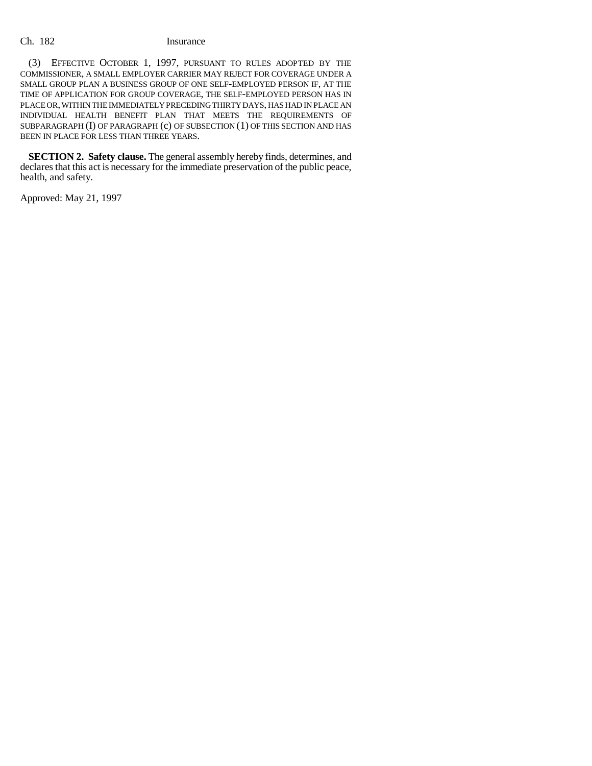(3) EFFECTIVE OCTOBER 1, 1997, PURSUANT TO RULES ADOPTED BY THE COMMISSIONER, A SMALL EMPLOYER CARRIER MAY REJECT FOR COVERAGE UNDER A SMALL GROUP PLAN A BUSINESS GROUP OF ONE SELF-EMPLOYED PERSON IF, AT THE TIME OF APPLICATION FOR GROUP COVERAGE, THE SELF-EMPLOYED PERSON HAS IN PLACE OR, WITHIN THE IMMEDIATELY PRECEDING THIRTY DAYS, HAS HAD IN PLACE AN INDIVIDUAL HEALTH BENEFIT PLAN THAT MEETS THE REQUIREMENTS OF SUBPARAGRAPH (I) OF PARAGRAPH (c) OF SUBSECTION (1) OF THIS SECTION AND HAS BEEN IN PLACE FOR LESS THAN THREE YEARS.

**SECTION 2. Safety clause.** The general assembly hereby finds, determines, and declares that this act is necessary for the immediate preservation of the public peace, health, and safety.

Approved: May 21, 1997